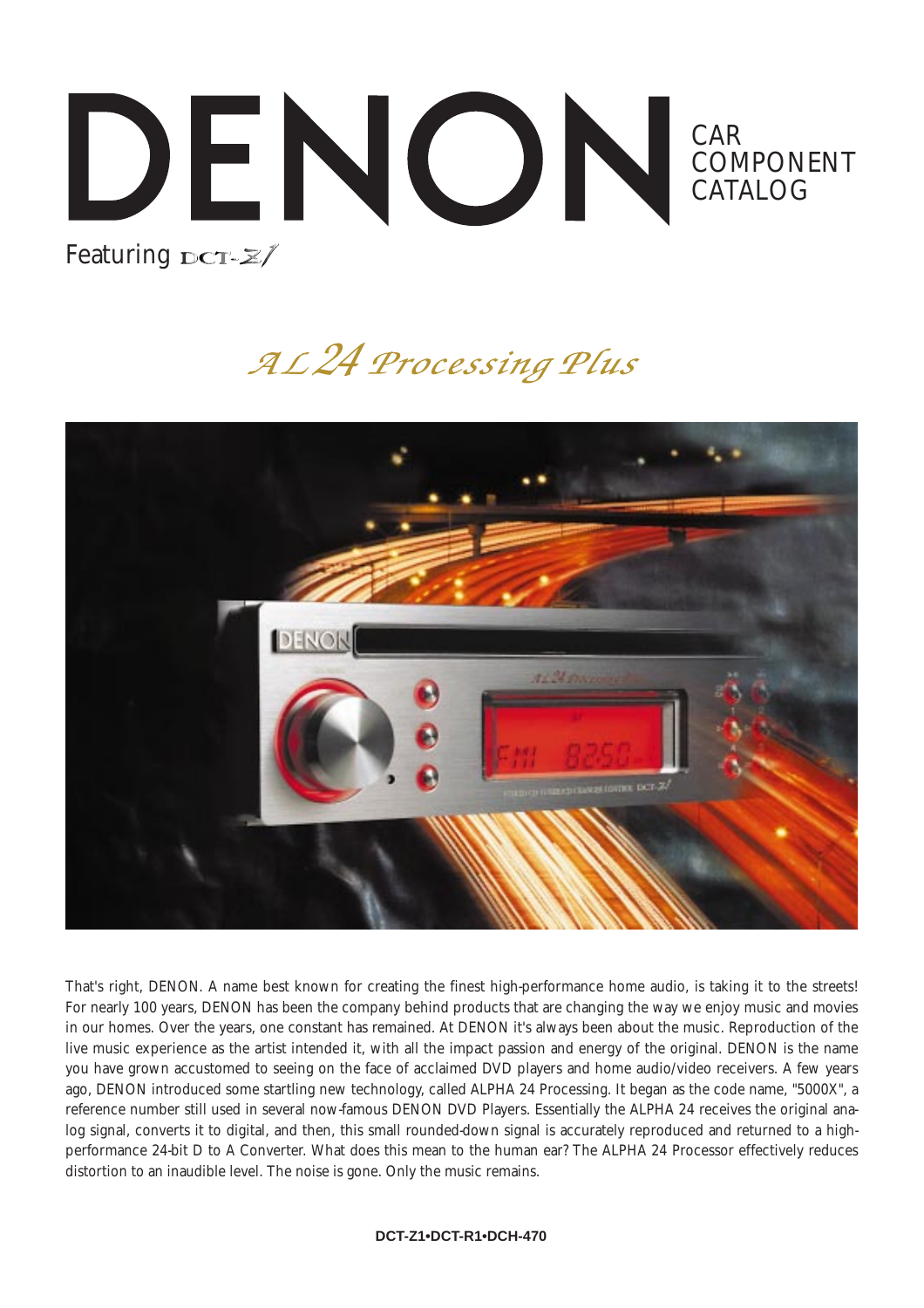# DENON

CAR COMPONENT CATALOG

Featuring DCT-Z1

## *AL24 Processing Plus*

That's right, DENON. A name best known for creating the finest high-performance home audio, is taking it to the streets! For nearly 100 years, DENON has been the company behind products that are changing the way we enjoy music and movies in our homes. Over the years, one constant has remained. At DENON it's always been about the music. Reproduction of the live music experience as the artist intended it, with all the impact passion and energy of the original. DENON is the name you have grown accustomed to seeing on the face of acclaimed DVD players and home audio/video receivers. A few years ago, DENON introduced some startling new technology, called ALPHA 24 Processing. It began as the code name, "5000X", a reference number still used in several now-famous DENON DVD Players. Essentially the ALPHA 24 receives the original analog signal, converts it to digital, and then, this small rounded-down signal is accurately reproduced and returned to a high-performance 24-bit D to A Converter. What does this mean to the human ear? The ALPHA 24 Processor effectively reduces distortion to an inaudible level. The noise is gone. Only the music remains.

**DCT-Z1•DCT-R1•DCH-470**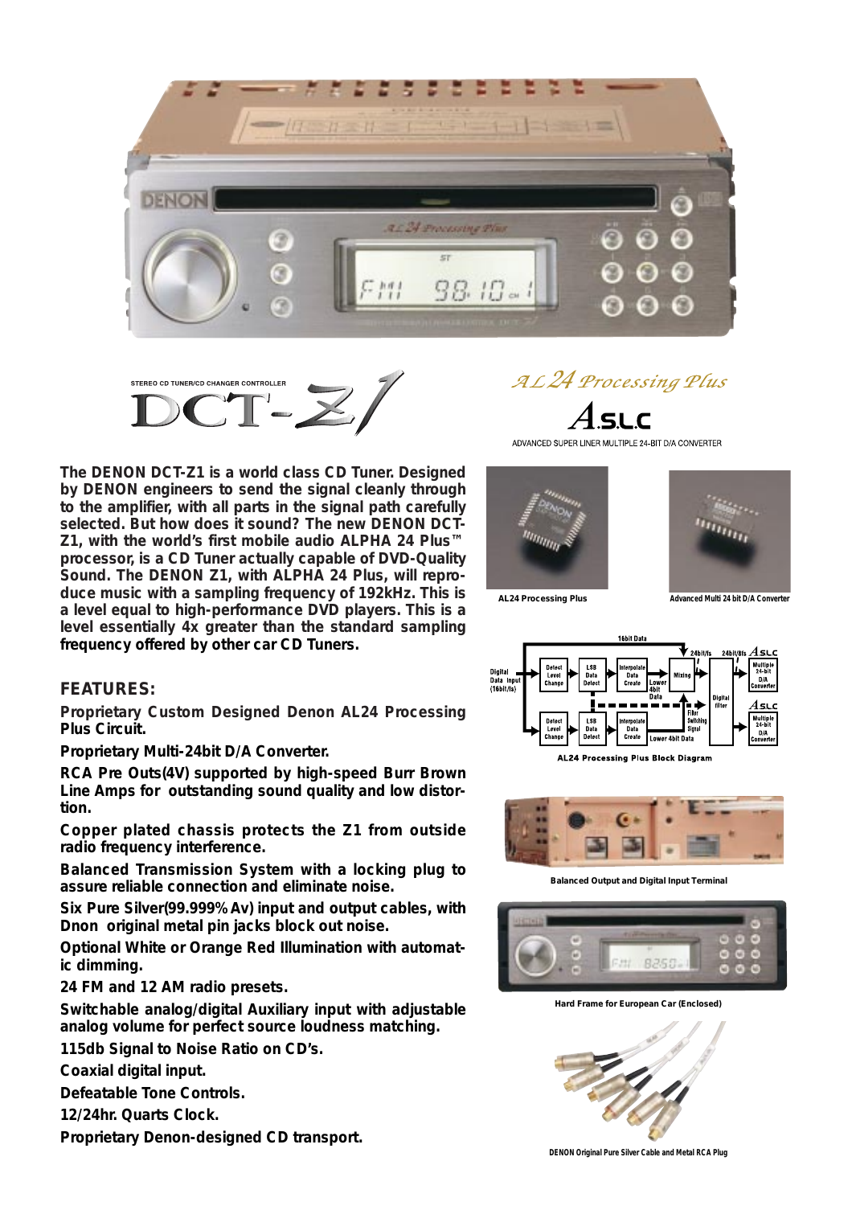STEREO CD TUNER/CD CHANGER CONTROLLER

# DCT-Z1

AL24 Processing Plus

ALSLC

ADVANCED SUPER LINER MULTIPLE 24-BIT D/A CONVERTER

**The DENON DCT-Z1 is a world class CD Tuner. Designed by DENON engineers to send the signal cleanly through to the amplifier, with all parts in the signal path carefully selected. But how does it sound? The new DENON DCT-Z1, with the world's first mobile audio ALPHA 24 Plus™ processor, is a CD Tuner actually capable of DVD-Quality Sound. The DENON Z1, with ALPHA 24 Plus, will reproduce music with a sampling frequency of 192kHz. This is a level equal to high-performance DVD players. This is a level essentially 4x greater than the standard sampling frequency offered by other car CD Tuners.**

AL24 Processing Plus

Advanced Multi 24 bit D/A Converter

AL24 Processing Plus Block Diagram

## FEATURES:

**Proprietary Custom Designed Denon AL24 Processing Plus Circuit.**

**Proprietary Multi-24bit D/A Converter.**

**RCA Pre Outs(4V) supported by high-speed Burr Brown Line Amps for outstanding sound quality and low distortion.**

**Copper plated chassis protects the Z1 from outside radio frequency interference.**

**Balanced Transmission System with a locking plug to assure reliable connection and eliminate noise.**

**Six Pure Silver(99.999% Av) input and output cables, with Dnon original metal pin jacks block out noise.**

**Optional White or Orange Red Illumination with automatic dimming.**

**24 FM and 12 AM radio presets.**

**Switchable analog/digital Auxiliary input with adjustable analog volume for perfect source loudness matching.**

**115db Signal to Noise Ratio on CD's.**

**Coaxial digital input.**

**Defeatable Tone Controls.**

**12/24hr. Quarts Clock.**

**Proprietary Denon-designed CD transport.**

Balanced Output and Digital Input Terminal

Hard Frame for European Car (Enclosed)

DENON Original Pure Silver Cable and Metal RCA Plug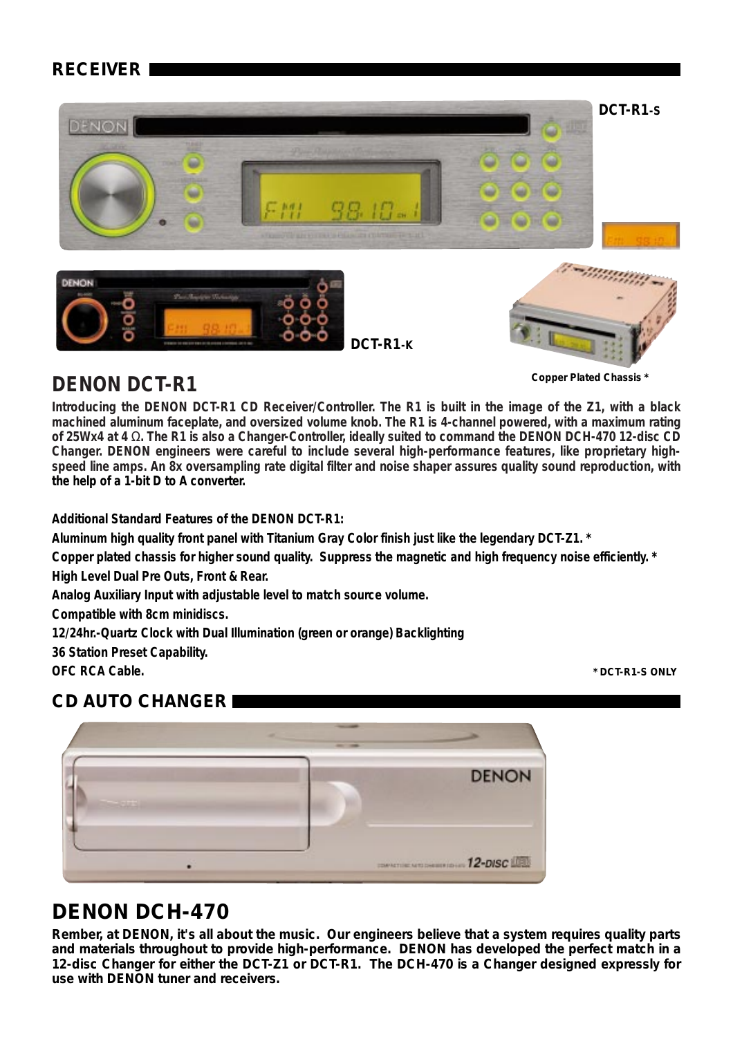## RECEIVER

DCT-R1-S

DCT-R1-K

Copper Plated Chassis *

## DENON DCT-R1

**Introducing the DENON DCT-R1 CD Receiver/Controller. The R1 is built in the image of the Z1, with a black machined aluminum faceplate, and oversized volume knob. The R1 is 4-channel powered, with a maximum rating of 25Wx4 at 4 Ω. The R1 is also a Changer-Controller, ideally suited to command the DENON DCH-470 12-disc CD Changer. DENON engineers were careful to include several high-performance features, like proprietary high-speed line amps. An 8x oversampling rate digital filter and noise shaper assures quality sound reproduction, with the help of a 1-bit D to A converter.**

**Additional Standard Features of the DENON DCT-R1:**

**Aluminum high quality front panel with Titanium Gray Color finish just like the legendary DCT-Z1. ***

**Copper plated chassis for higher sound quality. Suppress the magnetic and high frequency noise efficiently. ***

**High Level Dual Pre Outs, Front & Rear.**

**Analog Auxiliary Input with adjustable level to match source volume.**

**Compatible with 8cm minidiscs.**

**12/24hr.-Quartz Clock with Dual Illumination (green or orange) Backlighting**

**36 Station Preset Capability.**

**OFC RCA Cable.**

*** DCT-R1-S ONLY**

## CD AUTO CHANGER

## DENON DCH-470

**Rember, at DENON, it's all about the music. Our engineers believe that a system requires quality parts and materials throughout to provide high-performance. DENON has developed the perfect match in a 12-disc Changer for either the DCT-Z1 or DCT-R1. The DCH-470 is a Changer designed expressly for use with DENON tuner and receivers.**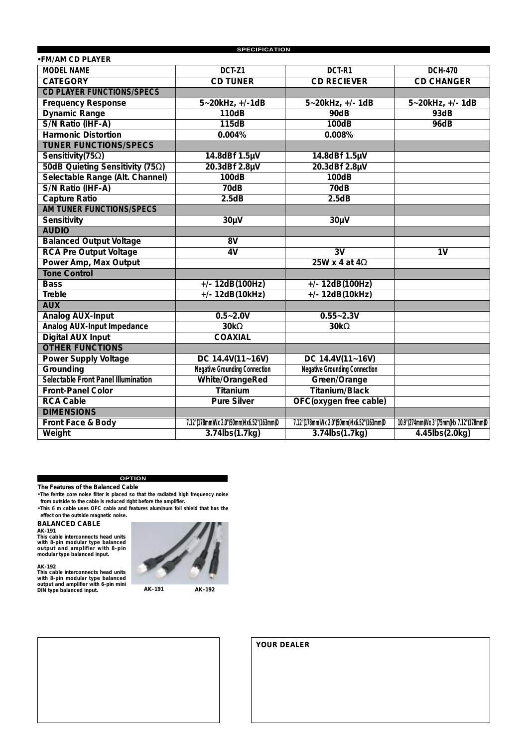## SPECIFICATION

**•FM/AM CD PLAYER**

| MODEL NAME | DCT-Z1 | DCT-R1 | DCH-470 |
|---|---|---|---|
| **CATEGORY** | **CD TUNER** | **CD RECIEVER** | **CD CHANGER** |
| **CD PLAYER FUNCTIONS/SPECS** | | | |
| Frequency Response | 5~20kHz, +/-1dB | 5~20kHz, +/- 1dB | 5~20kHz, +/- 1dB |
| Dynamic Range | 110dB | 90dB | 93dB |
| S/N Ratio (IHF-A) | 115dB | 100dB | 96dB |
| Harmonic Distortion | 0.004% | 0.008% | |
| **TUNER FUNCTIONS/SPECS** | | | |
| Sensitivity(75Ω) | 14.8dBf 1.5µV | 14.8dBf 1.5µV | |
| 50dB Quieting Sensitivity (75Ω) | 20.3dBf 2.8µV | 20.3dBf 2.8µV | |
| Selectable Range (Alt. Channel) | 100dB | 100dB | |
| S/N Ratio (IHF-A) | 70dB | 70dB | |
| Capture Ratio | 2.5dB | 2.5dB | |
| **AM TUNER FUNCTIONS/SPECS** | | | |
| Sensitivity | 30µV | 30µV | |
| **AUDIO** | | | |
| Balanced Output Voltage | 8V | | |
| RCA Pre Output Voltage | 4V | 3V | 1V |
| Power Amp, Max Output | | 25W x 4 at 4Ω | |
| **Tone Control** | | | |
| Bass | +/- 12dB(100Hz) | +/- 12dB(100Hz) | |
| Treble | +/- 12dB(10kHz) | +/- 12dB(10kHz) | |
| **AUX** | | | |
| Analog AUX-Input | 0.5~2.0V | 0.55~2.3V | |
| Analog AUX-Input Impedance | 30kΩ | 30kΩ | |
| Digital AUX Input | COAXIAL | | |
| **OTHER FUNCTIONS** | | | |
| Power Supply Voltage | DC 14.4V(11~16V) | DC 14.4V(11~16V) | |
| Grounding | Negative Grounding Connection | Negative Grounding Connection | |
| Selectable Front Panel Illumination | White/OrangeRed | Green/Orange | |
| Front-Panel Color | Titanium | Titanium/Black | |
| RCA Cable | Pure Silver | OFC(oxygen free cable) | |
| **DIMENSIONS** | | | |
| Front Face & Body | 7.12"(178mm)W x 2.0"(50mm)H x 6.52"(163mm)D | 7.12"(178mm)W x 2.0"(50mm)H x 6.52"(163mm)D | 10.9"(274mm)W x 3"(75mm)H x 7.12"(178mm)D |
| Weight | 3.74lbs(1.7kg) | 3.74lbs(1.7kg) | 4.45lbs(2.0kg) |

## OPTION

**The Features of the Balanced Cable**

- The ferrite core noise filter is placed so that the radiated high frequency noise from outside to the cable is reduced right before the amplifier.
- This 6 m cable uses OFC cable and features aluminum foil shield that has the effect on the outside magnetic noise.

### BALANCED CABLE

**AK-191**
This cable interconnects head units with 8-pin modular type balanced output and amplifier with 8-pin modular type balanced input.

**AK-192**
This cable interconnects head units with 8-pin modular type balanced output and amplifier with 6-pin mini DIN type balanced input.

AK-191 AK-192

**YOUR DEALER**